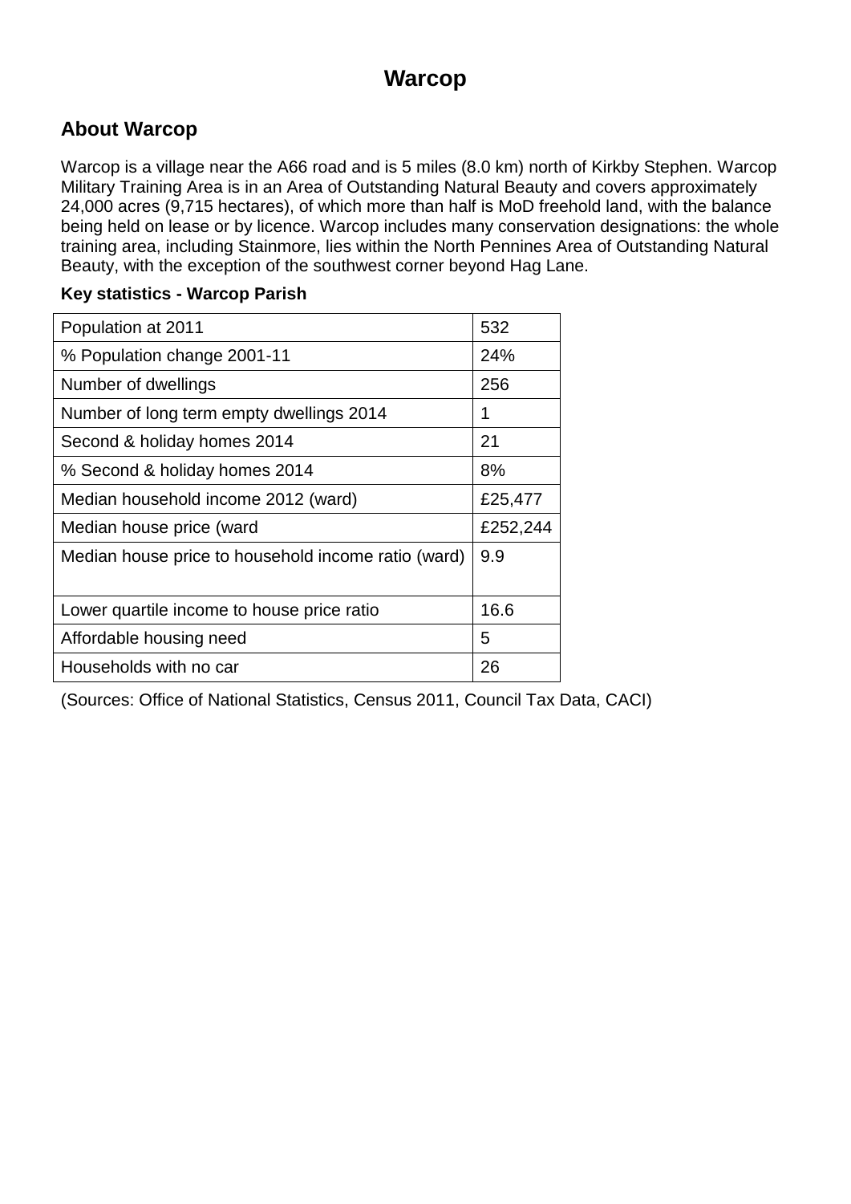# Warcop

## About Warcop

Warcop is a village near the A66 road and is 5 miles (8.0 km) north of Kirkby Stephen. Warcop Military Training Area is in an Area of Outstanding Natural Beauty and covers approximately 24,000 acres (9,715 hectares), of which more than half is MoD freehold land, with the balance being held on lease or by licence. Warcop includes many conservation designations: the whole training area, including Stainmore, lies within the North Pennines Area of Outstanding Natural Beauty, with the exception of the southwest corner beyond Hag Lane.

**Key statistics - Warcop Parish**

| | |
|---|---|
| Population at 2011 | 532 |
| % Population change 2001-11 | 24% |
| Number of dwellings | 256 |
| Number of long term empty dwellings 2014 | 1 |
| Second & holiday homes 2014 | 21 |
| % Second & holiday homes 2014 | 8% |
| Median household income 2012 (ward) | £25,477 |
| Median house price (ward | £252,244 |
| Median house price to household income ratio (ward) | 9.9 |
| Lower quartile income to house price ratio | 16.6 |
| Affordable housing need | 5 |
| Households with no car | 26 |

(Sources: Office of National Statistics, Census 2011, Council Tax Data, CACI)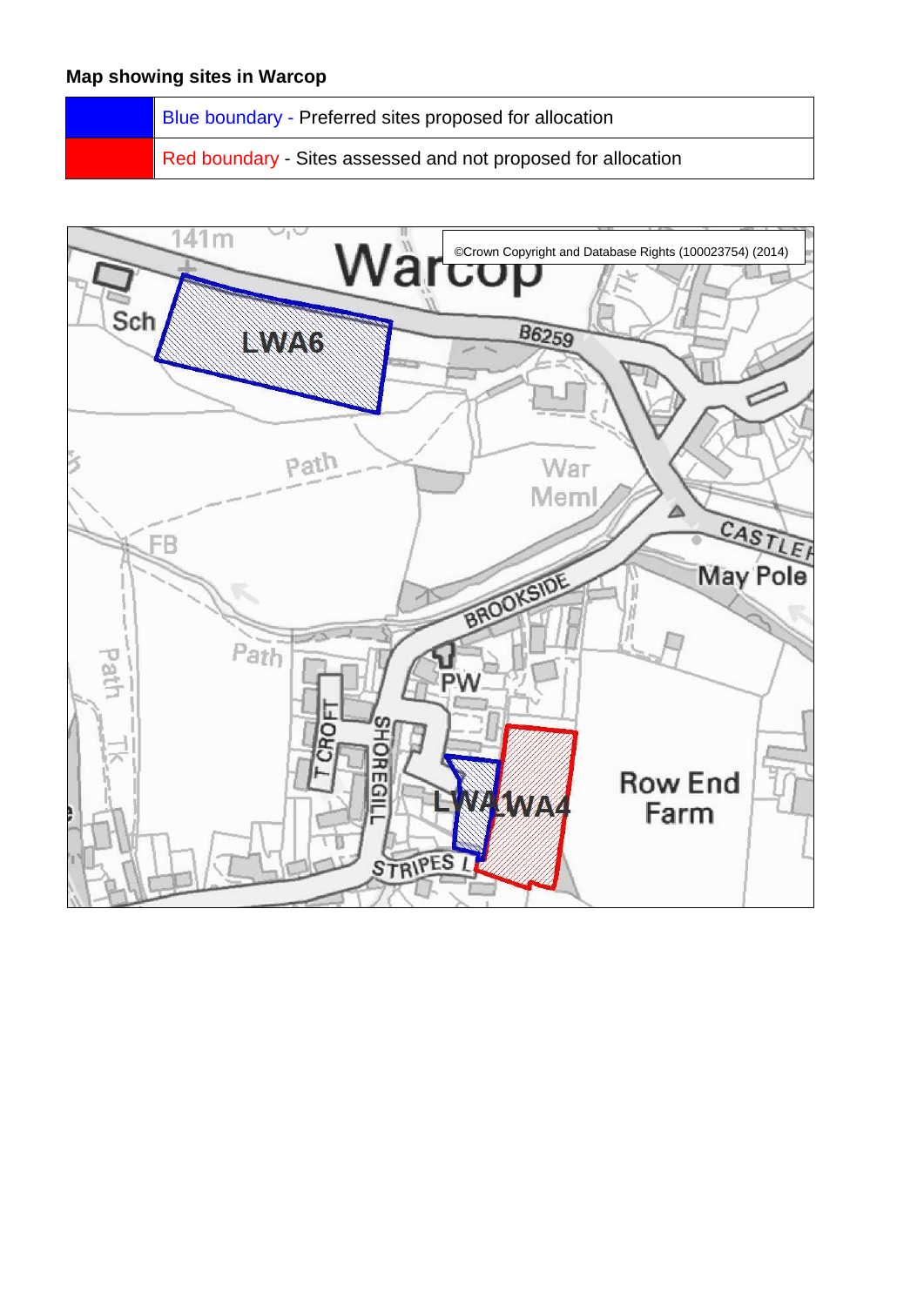**Map showing sites in Warcop**

| | |
|---|---|
| | Blue boundary - Preferred sites proposed for allocation |
| | Red boundary - Sites assessed and not proposed for allocation |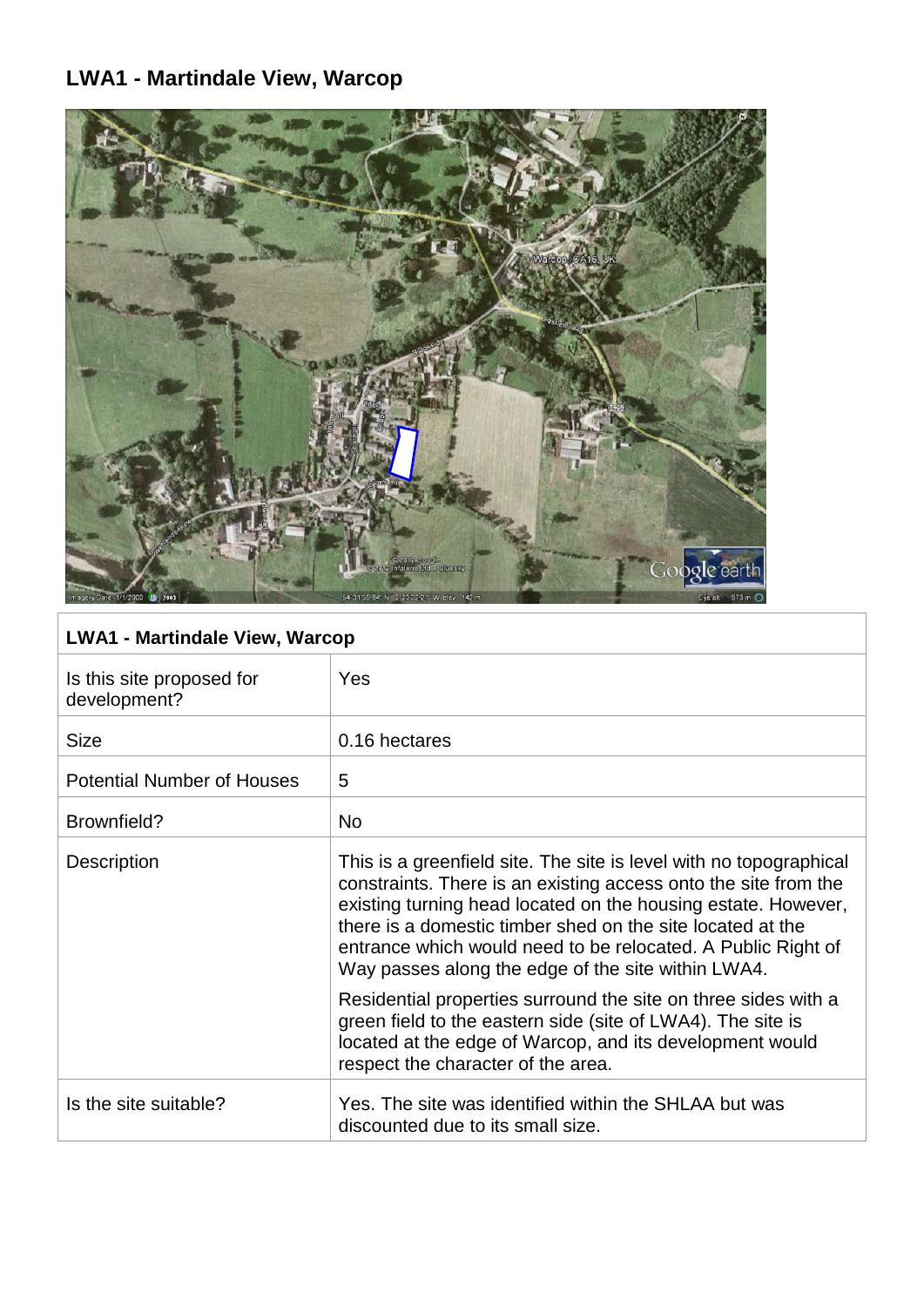# LWA1 - Martindale View, Warcop

| LWA1 - Martindale View, Warcop | |
|---|---|
| Is this site proposed for development? | Yes |
| Size | 0.16 hectares |
| Potential Number of Houses | 5 |
| Brownfield? | No |
| Description | This is a greenfield site. The site is level with no topographical constraints. There is an existing access onto the site from the existing turning head located on the housing estate. However, there is a domestic timber shed on the site located at the entrance which would need to be relocated. A Public Right of Way passes along the edge of the site within LWA4.<br><br>Residential properties surround the site on three sides with a green field to the eastern side (site of LWA4). The site is located at the edge of Warcop, and its development would respect the character of the area. |
| Is the site suitable? | Yes. The site was identified within the SHLAA but was discounted due to its small size. |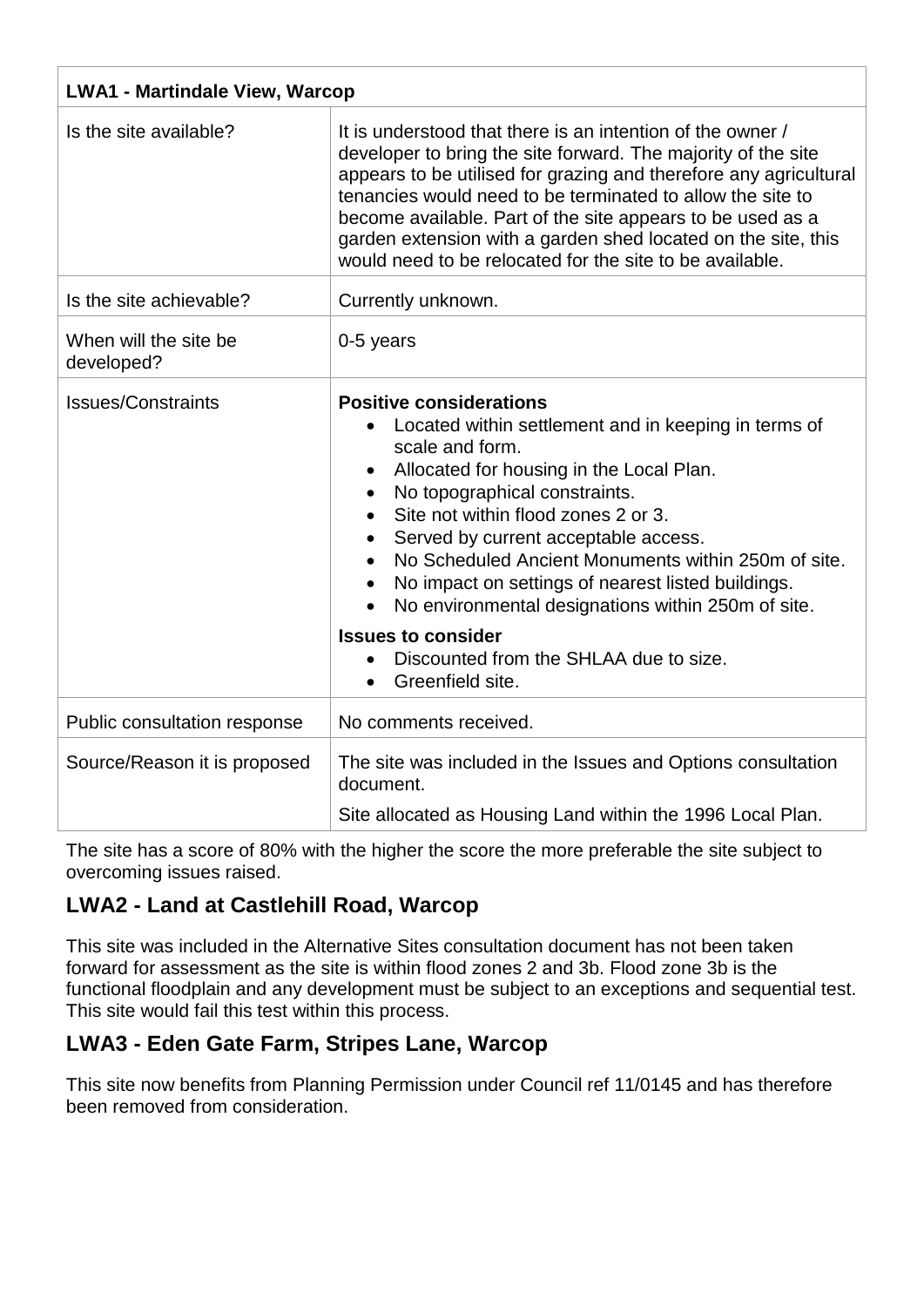| LWA1 - Martindale View, Warcop | |
|---|---|
| Is the site available? | It is understood that there is an intention of the owner / developer to bring the site forward. The majority of the site appears to be utilised for grazing and therefore any agricultural tenancies would need to be terminated to allow the site to become available. Part of the site appears to be used as a garden extension with a garden shed located on the site, this would need to be relocated for the site to be available. |
| Is the site achievable? | Currently unknown. |
| When will the site be developed? | 0-5 years |
| Issues/Constraints | **Positive considerations**<br>• Located within settlement and in keeping in terms of scale and form.<br>• Allocated for housing in the Local Plan.<br>• No topographical constraints.<br>• Site not within flood zones 2 or 3.<br>• Served by current acceptable access.<br>• No Scheduled Ancient Monuments within 250m of site.<br>• No impact on settings of nearest listed buildings.<br>• No environmental designations within 250m of site.<br>**Issues to consider**<br>• Discounted from the SHLAA due to size.<br>• Greenfield site. |
| Public consultation response | No comments received. |
| Source/Reason it is proposed | The site was included in the Issues and Options consultation document.<br>Site allocated as Housing Land within the 1996 Local Plan. |

The site has a score of 80% with the higher the score the more preferable the site subject to overcoming issues raised.

## LWA2 - Land at Castlehill Road, Warcop

This site was included in the Alternative Sites consultation document has not been taken forward for assessment as the site is within flood zones 2 and 3b. Flood zone 3b is the functional floodplain and any development must be subject to an exceptions and sequential test. This site would fail this test within this process.

## LWA3 - Eden Gate Farm, Stripes Lane, Warcop

This site now benefits from Planning Permission under Council ref 11/0145 and has therefore been removed from consideration.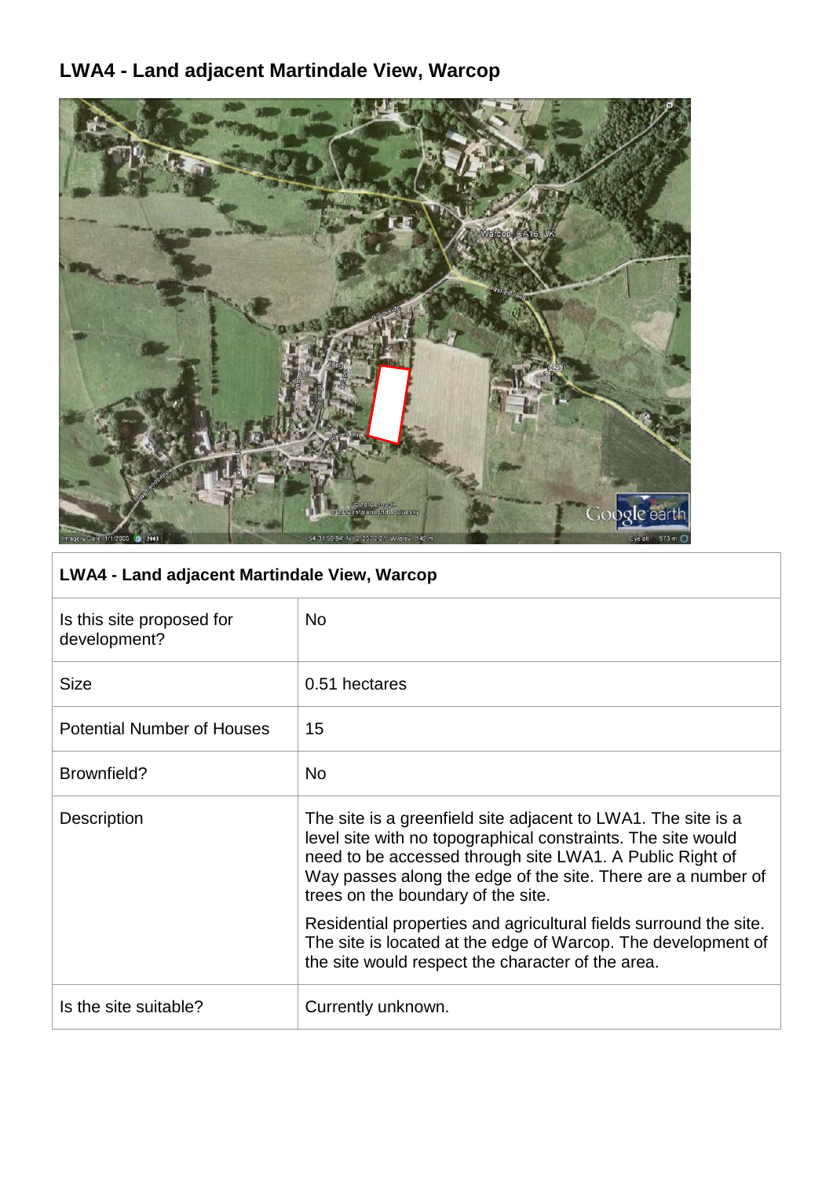# LWA4 - Land adjacent Martindale View, Warcop

| LWA4 - Land adjacent Martindale View, Warcop | |
|---|---|
| Is this site proposed for development? | No |
| Size | 0.51 hectares |
| Potential Number of Houses | 15 |
| Brownfield? | No |
| Description | The site is a greenfield site adjacent to LWA1. The site is a level site with no topographical constraints. The site would need to be accessed through site LWA1. A Public Right of Way passes along the edge of the site. There are a number of trees on the boundary of the site.<br><br>Residential properties and agricultural fields surround the site. The site is located at the edge of Warcop. The development of the site would respect the character of the area. |
| Is the site suitable? | Currently unknown. |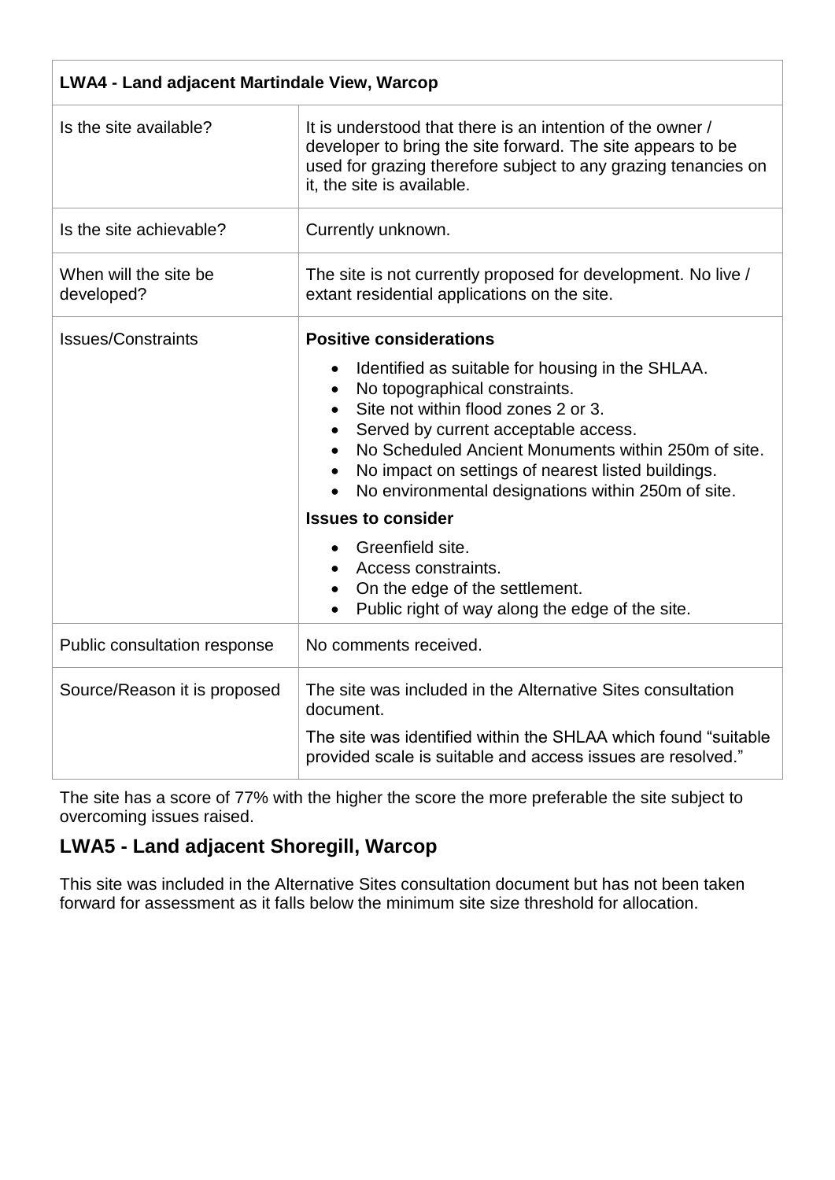| LWA4 - Land adjacent Martindale View, Warcop | |
|---|---|
| Is the site available? | It is understood that there is an intention of the owner / developer to bring the site forward. The site appears to be used for grazing therefore subject to any grazing tenancies on it, the site is available. |
| Is the site achievable? | Currently unknown. |
| When will the site be developed? | The site is not currently proposed for development. No live / extant residential applications on the site. |
| Issues/Constraints | **Positive considerations**<br>• Identified as suitable for housing in the SHLAA.<br>• No topographical constraints.<br>• Site not within flood zones 2 or 3.<br>• Served by current acceptable access.<br>• No Scheduled Ancient Monuments within 250m of site.<br>• No impact on settings of nearest listed buildings.<br>• No environmental designations within 250m of site.<br>**Issues to consider**<br>• Greenfield site.<br>• Access constraints.<br>• On the edge of the settlement.<br>• Public right of way along the edge of the site. |
| Public consultation response | No comments received. |
| Source/Reason it is proposed | The site was included in the Alternative Sites consultation document.<br>The site was identified within the SHLAA which found "suitable provided scale is suitable and access issues are resolved." |

The site has a score of 77% with the higher the score the more preferable the site subject to overcoming issues raised.

## LWA5 - Land adjacent Shoregill, Warcop

This site was included in the Alternative Sites consultation document but has not been taken forward for assessment as it falls below the minimum site size threshold for allocation.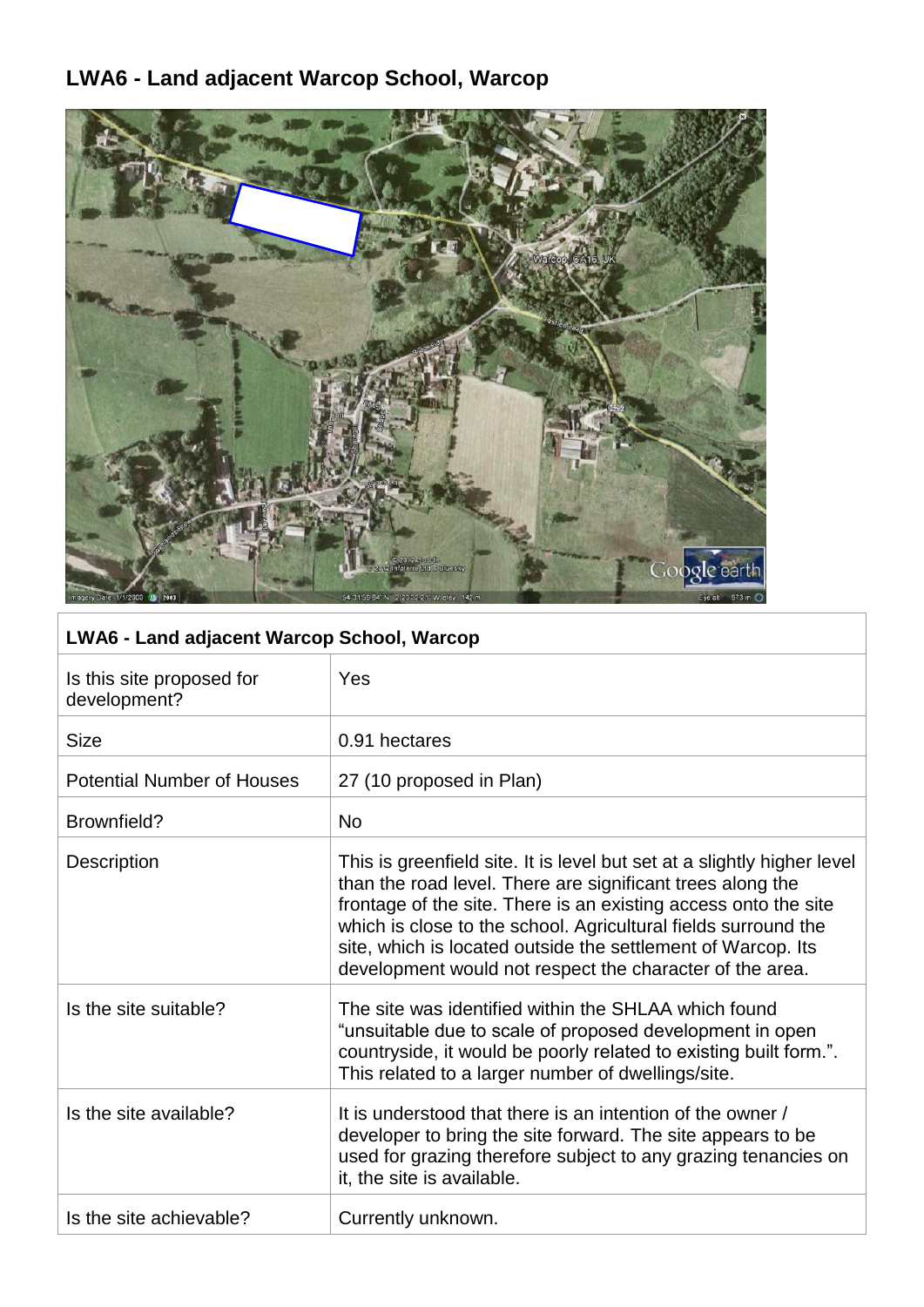# LWA6 - Land adjacent Warcop School, Warcop

| LWA6 - Land adjacent Warcop School, Warcop | |
|---|---|
| Is this site proposed for development? | Yes |
| Size | 0.91 hectares |
| Potential Number of Houses | 27 (10 proposed in Plan) |
| Brownfield? | No |
| Description | This is greenfield site. It is level but set at a slightly higher level than the road level. There are significant trees along the frontage of the site. There is an existing access onto the site which is close to the school. Agricultural fields surround the site, which is located outside the settlement of Warcop. Its development would not respect the character of the area. |
| Is the site suitable? | The site was identified within the SHLAA which found "unsuitable due to scale of proposed development in open countryside, it would be poorly related to existing built form.". This related to a larger number of dwellings/site. |
| Is the site available? | It is understood that there is an intention of the owner / developer to bring the site forward. The site appears to be used for grazing therefore subject to any grazing tenancies on it, the site is available. |
| Is the site achievable? | Currently unknown. |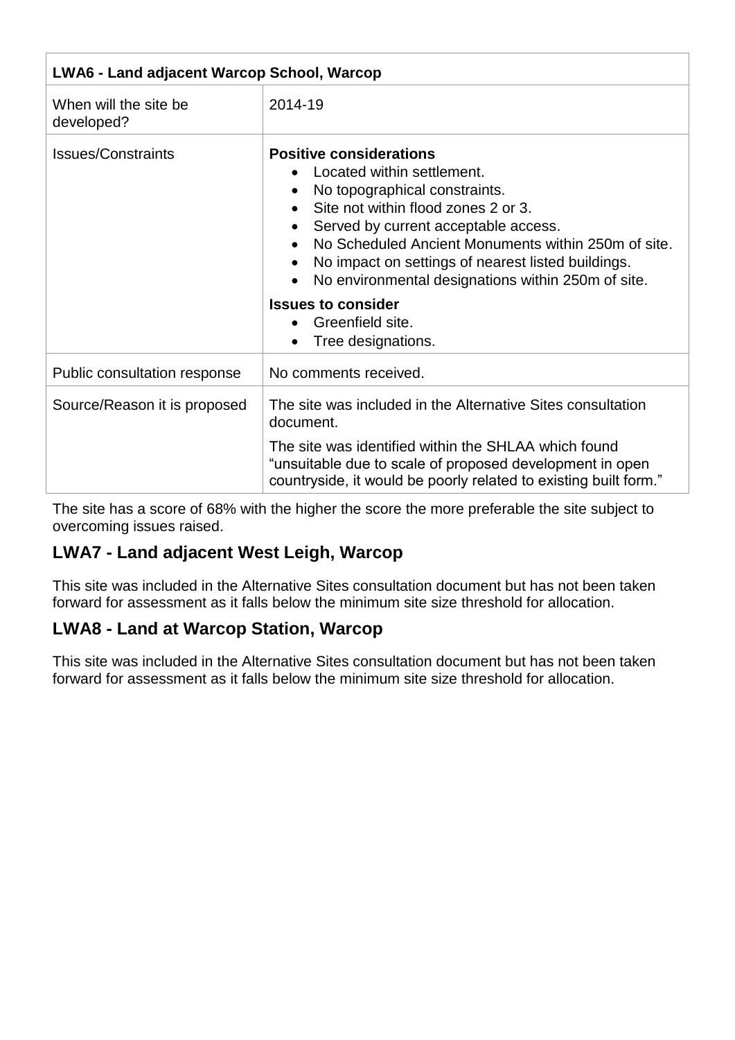| LWA6 - Land adjacent Warcop School, Warcop | |
|---|---|
| When will the site be developed? | 2014-19 |
| Issues/Constraints | **Positive considerations**<br>• Located within settlement.<br>• No topographical constraints.<br>• Site not within flood zones 2 or 3.<br>• Served by current acceptable access.<br>• No Scheduled Ancient Monuments within 250m of site.<br>• No impact on settings of nearest listed buildings.<br>• No environmental designations within 250m of site.<br>**Issues to consider**<br>• Greenfield site.<br>• Tree designations. |
| Public consultation response | No comments received. |
| Source/Reason it is proposed | The site was included in the Alternative Sites consultation document.<br>The site was identified within the SHLAA which found "unsuitable due to scale of proposed development in open countryside, it would be poorly related to existing built form." |

The site has a score of 68% with the higher the score the more preferable the site subject to overcoming issues raised.

## LWA7 - Land adjacent West Leigh, Warcop

This site was included in the Alternative Sites consultation document but has not been taken forward for assessment as it falls below the minimum site size threshold for allocation.

## LWA8 - Land at Warcop Station, Warcop

This site was included in the Alternative Sites consultation document but has not been taken forward for assessment as it falls below the minimum site size threshold for allocation.